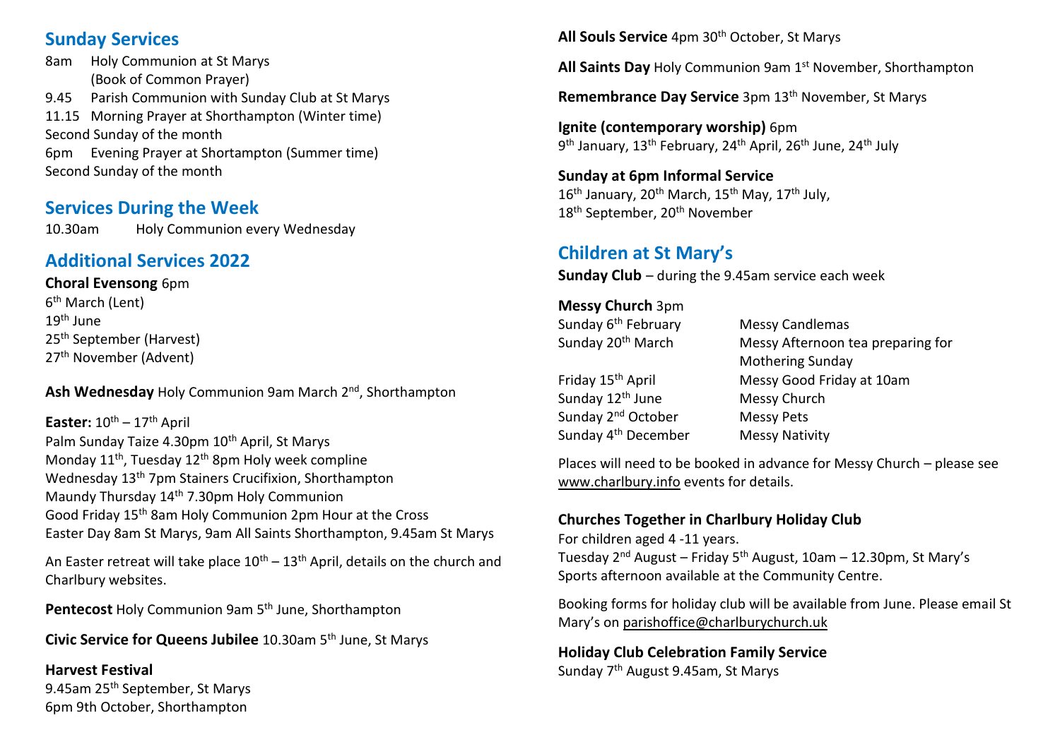## Sunday Services

8am Holy Communion at St Marys (Book of Common Prayer)
9.45 Parish Communion with Sunday Club at St Marys
11.15 Morning Prayer at Shorthampton (Winter time)
Second Sunday of the month
6pm Evening Prayer at Shortampton (Summer time)
Second Sunday of the month

## Services During the Week

10.30am Holy Communion every Wednesday

## Additional Services 2022

**Choral Evensong** 6pm
6th March (Lent)
19th June
25th September (Harvest)
27th November (Advent)

**Ash Wednesday** Holy Communion 9am March 2nd, Shorthampton

**Easter:** 10th – 17th April
Palm Sunday Taize 4.30pm 10th April, St Marys
Monday 11th, Tuesday 12th 8pm Holy week compline
Wednesday 13th 7pm Stainers Crucifixion, Shorthampton
Maundy Thursday 14th 7.30pm Holy Communion
Good Friday 15th 8am Holy Communion 2pm Hour at the Cross
Easter Day 8am St Marys, 9am All Saints Shorthampton, 9.45am St Marys

An Easter retreat will take place 10th – 13th April, details on the church and Charlbury websites.

**Pentecost** Holy Communion 9am 5th June, Shorthampton

**Civic Service for Queens Jubilee** 10.30am 5th June, St Marys

**Harvest Festival**
9.45am 25th September, St Marys
6pm 9th October, Shorthampton

**All Souls Service** 4pm 30th October, St Marys

**All Saints Day** Holy Communion 9am 1st November, Shorthampton

**Remembrance Day Service** 3pm 13th November, St Marys

**Ignite (contemporary worship)** 6pm
9th January, 13th February, 24th April, 26th June, 24th July

**Sunday at 6pm Informal Service**
16th January, 20th March, 15th May, 17th July,
18th September, 20th November

## Children at St Mary's

**Sunday Club** – during the 9.45am service each week

**Messy Church** 3pm

| | |
|---|---|
| Sunday 6th February | Messy Candlemas |
| Sunday 20th March | Messy Afternoon tea preparing for Mothering Sunday |
| Friday 15th April | Messy Good Friday at 10am |
| Sunday 12th June | Messy Church |
| Sunday 2nd October | Messy Pets |
| Sunday 4th December | Messy Nativity |

Places will need to be booked in advance for Messy Church – please see www.charlbury.info events for details.

**Churches Together in Charlbury Holiday Club**
For children aged 4 -11 years.
Tuesday 2nd August – Friday 5th August, 10am – 12.30pm, St Mary's
Sports afternoon available at the Community Centre.

Booking forms for holiday club will be available from June. Please email St Mary's on parishoffice@charlburychurch.uk

**Holiday Club Celebration Family Service**
Sunday 7th August 9.45am, St Marys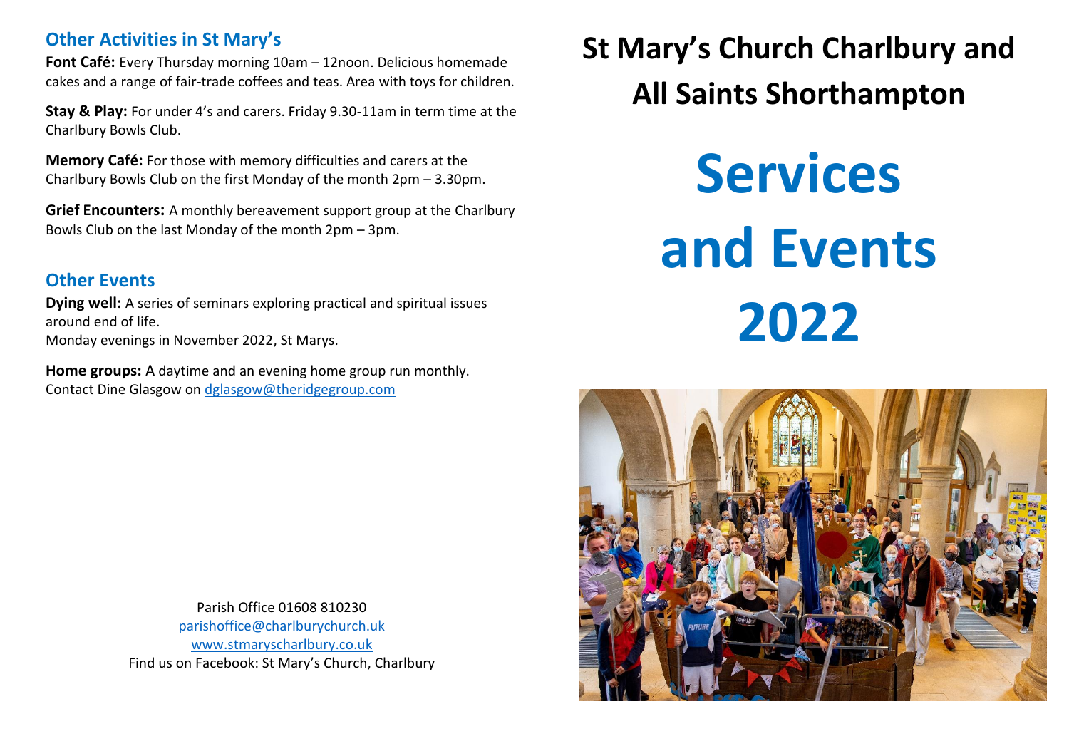## Other Activities in St Mary's

**Font Café:** Every Thursday morning 10am – 12noon. Delicious homemade cakes and a range of fair-trade coffees and teas. Area with toys for children.

**Stay & Play:** For under 4's and carers. Friday 9.30-11am in term time at the Charlbury Bowls Club.

**Memory Café:** For those with memory difficulties and carers at the Charlbury Bowls Club on the first Monday of the month 2pm – 3.30pm.

**Grief Encounters:** A monthly bereavement support group at the Charlbury Bowls Club on the last Monday of the month 2pm – 3pm.

## Other Events

**Dying well:** A series of seminars exploring practical and spiritual issues around end of life.
Monday evenings in November 2022, St Marys.

**Home groups:** A daytime and an evening home group run monthly. Contact Dine Glasgow on dglasgow@theridgegroup.com

Parish Office 01608 810230
parishoffice@charlburychurch.uk
www.stmaryscharlbury.co.uk
Find us on Facebook: St Mary's Church, Charlbury

# St Mary's Church Charlbury and All Saints Shorthampton

# Services and Events 2022